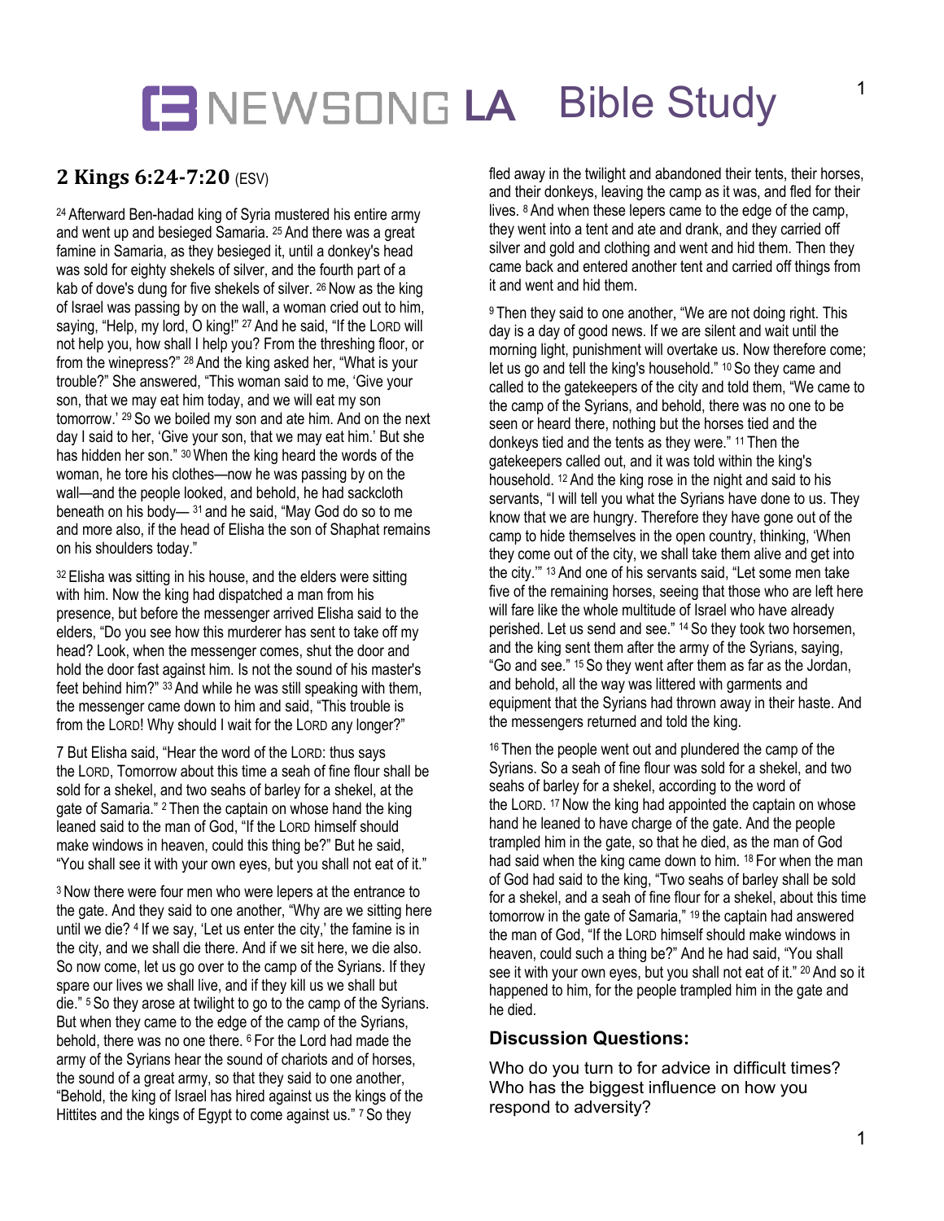# NEWSONG LA Bible Study

## 2 Kings 6:24-7:20 (ESV)

[24] Afterward Ben-hadad king of Syria mustered his entire army and went up and besieged Samaria. [25] And there was a great famine in Samaria, as they besieged it, until a donkey's head was sold for eighty shekels of silver, and the fourth part of a kab of dove's dung for five shekels of silver. [26] Now as the king of Israel was passing by on the wall, a woman cried out to him, saying, "Help, my lord, O king!" [27] And he said, "If the LORD will not help you, how shall I help you? From the threshing floor, or from the winepress?" [28] And the king asked her, "What is your trouble?" She answered, "This woman said to me, 'Give your son, that we may eat him today, and we will eat my son tomorrow.' [29] So we boiled my son and ate him. And on the next day I said to her, 'Give your son, that we may eat him.' But she has hidden her son." [30] When the king heard the words of the woman, he tore his clothes—now he was passing by on the wall—and the people looked, and behold, he had sackcloth beneath on his body— [31] and he said, "May God do so to me and more also, if the head of Elisha the son of Shaphat remains on his shoulders today."

[32] Elisha was sitting in his house, and the elders were sitting with him. Now the king had dispatched a man from his presence, but before the messenger arrived Elisha said to the elders, "Do you see how this murderer has sent to take off my head? Look, when the messenger comes, shut the door and hold the door fast against him. Is not the sound of his master's feet behind him?" [33] And while he was still speaking with them, the messenger came down to him and said, "This trouble is from the LORD! Why should I wait for the LORD any longer?"

7 But Elisha said, "Hear the word of the LORD: thus says the LORD, Tomorrow about this time a seah of fine flour shall be sold for a shekel, and two seahs of barley for a shekel, at the gate of Samaria." [2] Then the captain on whose hand the king leaned said to the man of God, "If the LORD himself should make windows in heaven, could this thing be?" But he said, "You shall see it with your own eyes, but you shall not eat of it."

[3] Now there were four men who were lepers at the entrance to the gate. And they said to one another, "Why are we sitting here until we die? [4] If we say, 'Let us enter the city,' the famine is in the city, and we shall die there. And if we sit here, we die also. So now come, let us go over to the camp of the Syrians. If they spare our lives we shall live, and if they kill us we shall but die." [5] So they arose at twilight to go to the camp of the Syrians. But when they came to the edge of the camp of the Syrians, behold, there was no one there. [6] For the Lord had made the army of the Syrians hear the sound of chariots and of horses, the sound of a great army, so that they said to one another, "Behold, the king of Israel has hired against us the kings of the Hittites and the kings of Egypt to come against us." [7] So they fled away in the twilight and abandoned their tents, their horses, and their donkeys, leaving the camp as it was, and fled for their lives. [8] And when these lepers came to the edge of the camp, they went into a tent and ate and drank, and they carried off silver and gold and clothing and went and hid them. Then they came back and entered another tent and carried off things from it and went and hid them.

[9] Then they said to one another, "We are not doing right. This day is a day of good news. If we are silent and wait until the morning light, punishment will overtake us. Now therefore come; let us go and tell the king's household." [10] So they came and called to the gatekeepers of the city and told them, "We came to the camp of the Syrians, and behold, there was no one to be seen or heard there, nothing but the horses tied and the donkeys tied and the tents as they were." [11] Then the gatekeepers called out, and it was told within the king's household. [12] And the king rose in the night and said to his servants, "I will tell you what the Syrians have done to us. They know that we are hungry. Therefore they have gone out of the camp to hide themselves in the open country, thinking, 'When they come out of the city, we shall take them alive and get into the city.'" [13] And one of his servants said, "Let some men take five of the remaining horses, seeing that those who are left here will fare like the whole multitude of Israel who have already perished. Let us send and see." [14] So they took two horsemen, and the king sent them after the army of the Syrians, saying, "Go and see." [15] So they went after them as far as the Jordan, and behold, all the way was littered with garments and equipment that the Syrians had thrown away in their haste. And the messengers returned and told the king.

[16] Then the people went out and plundered the camp of the Syrians. So a seah of fine flour was sold for a shekel, and two seahs of barley for a shekel, according to the word of the LORD. [17] Now the king had appointed the captain on whose hand he leaned to have charge of the gate. And the people trampled him in the gate, so that he died, as the man of God had said when the king came down to him. [18] For when the man of God had said to the king, "Two seahs of barley shall be sold for a shekel, and a seah of fine flour for a shekel, about this time tomorrow in the gate of Samaria," [19] the captain had answered the man of God, "If the LORD himself should make windows in heaven, could such a thing be?" And he had said, "You shall see it with your own eyes, but you shall not eat of it." [20] And so it happened to him, for the people trampled him in the gate and he died.

### Discussion Questions:

Who do you turn to for advice in difficult times? Who has the biggest influence on how you respond to adversity?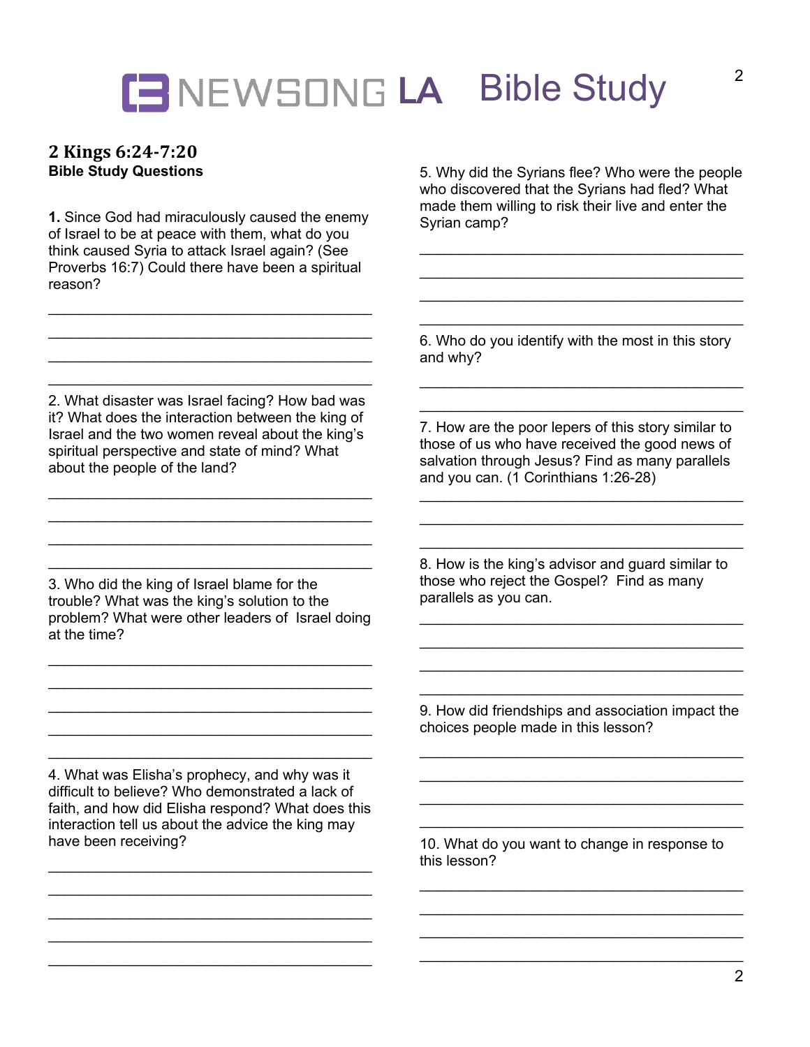# NEWSONG LA Bible Study

## 2 Kings 6:24-7:20

**Bible Study Questions**

**1.** Since God had miraculously caused the enemy of Israel to be at peace with them, what do you think caused Syria to attack Israel again? (See Proverbs 16:7) Could there have been a spiritual reason?

2. What disaster was Israel facing? How bad was it? What does the interaction between the king of Israel and the two women reveal about the king's spiritual perspective and state of mind? What about the people of the land?

3. Who did the king of Israel blame for the trouble? What was the king's solution to the problem? What were other leaders of Israel doing at the time?

4. What was Elisha's prophecy, and why was it difficult to believe? Who demonstrated a lack of faith, and how did Elisha respond? What does this interaction tell us about the advice the king may have been receiving?

5. Why did the Syrians flee? Who were the people who discovered that the Syrians had fled? What made them willing to risk their live and enter the Syrian camp?

6. Who do you identify with the most in this story and why?

7. How are the poor lepers of this story similar to those of us who have received the good news of salvation through Jesus? Find as many parallels and you can. (1 Corinthians 1:26-28)

8. How is the king's advisor and guard similar to those who reject the Gospel? Find as many parallels as you can.

9. How did friendships and association impact the choices people made in this lesson?

10. What do you want to change in response to this lesson?